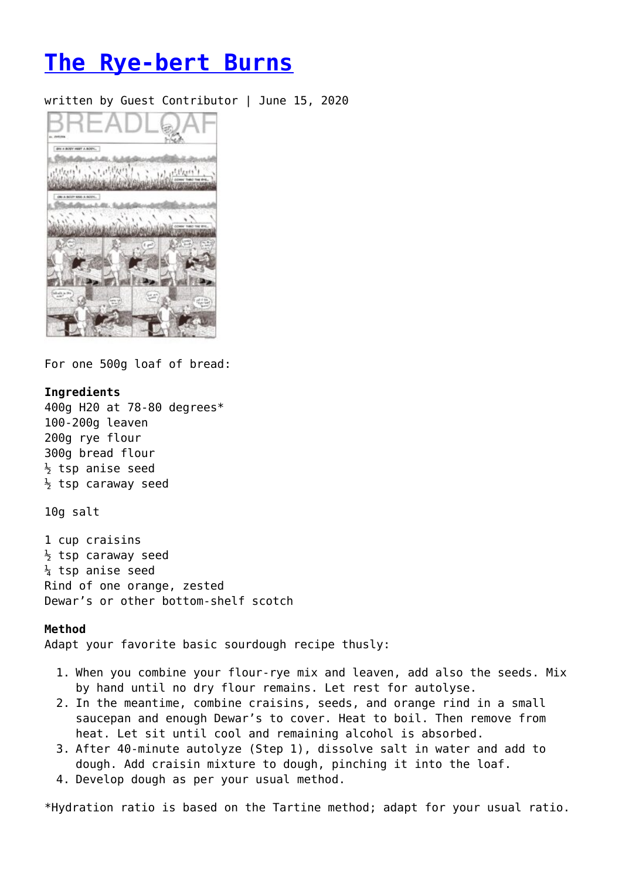# The Rye-bert Burns

written by Guest Contributor | June 15, 2020

For one 500g loaf of bread:

**Ingredients**
400g H20 at 78-80 degrees*
100-200g leaven
200g rye flour
300g bread flour
½ tsp anise seed
½ tsp caraway seed

10g salt

1 cup craisins
½ tsp caraway seed
¼ tsp anise seed
Rind of one orange, zested
Dewar's or other bottom-shelf scotch

**Method**
Adapt your favorite basic sourdough recipe thusly:

1. When you combine your flour-rye mix and leaven, add also the seeds. Mix by hand until no dry flour remains. Let rest for autolyse.
2. In the meantime, combine craisins, seeds, and orange rind in a small saucepan and enough Dewar's to cover. Heat to boil. Then remove from heat. Let sit until cool and remaining alcohol is absorbed.
3. After 40-minute autolyze (Step 1), dissolve salt in water and add to dough. Add craisin mixture to dough, pinching it into the loaf.
4. Develop dough as per your usual method.

*Hydration ratio is based on the Tartine method; adapt for your usual ratio.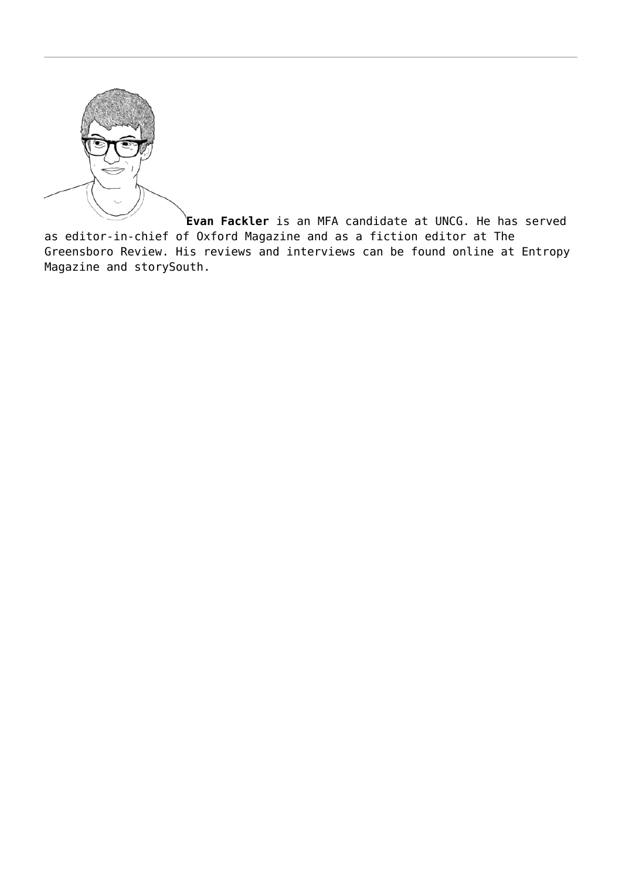**Evan Fackler** is an MFA candidate at UNCG. He has served as editor-in-chief of Oxford Magazine and as a fiction editor at The Greensboro Review. His reviews and interviews can be found online at Entropy Magazine and storySouth.